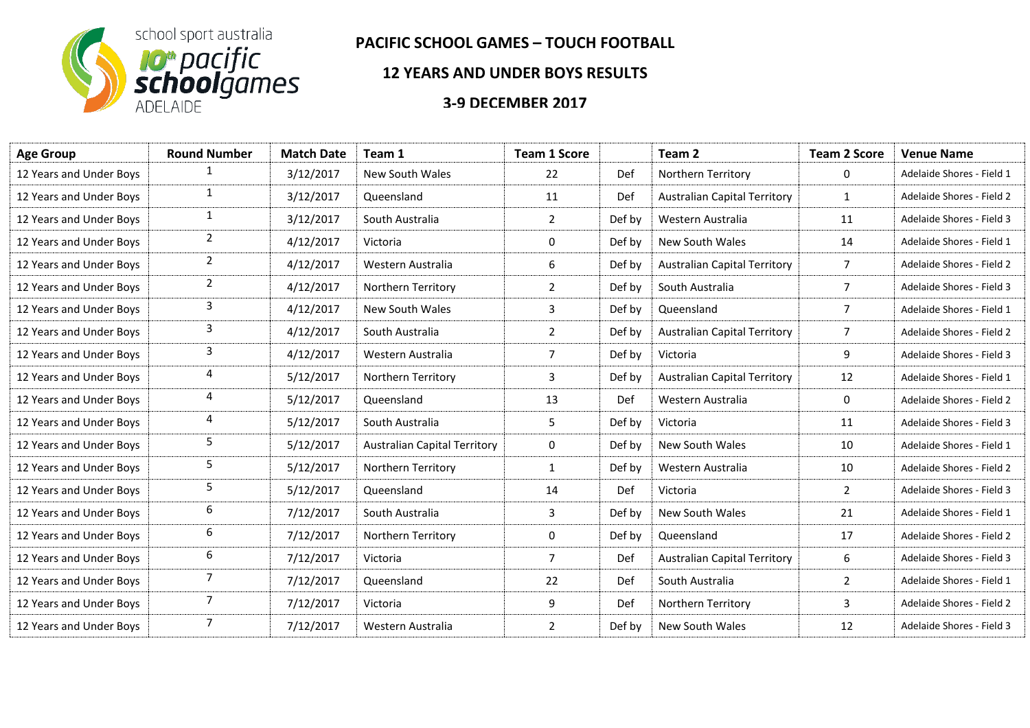school sport australia 10th pacific schoolgames ADELAIDE

# PACIFIC SCHOOL GAMES – TOUCH FOOTBALL

## 12 YEARS AND UNDER BOYS RESULTS

## 3-9 DECEMBER 2017

| Age Group | Round Number | Match Date | Team 1 | Team 1 Score | | Team 2 | Team 2 Score | Venue Name |
|---|---|---|---|---|---|---|---|---|
| 12 Years and Under Boys | 1 | 3/12/2017 | New South Wales | 22 | Def | Northern Territory | 0 | Adelaide Shores - Field 1 |
| 12 Years and Under Boys | 1 | 3/12/2017 | Queensland | 11 | Def | Australian Capital Territory | 1 | Adelaide Shores - Field 2 |
| 12 Years and Under Boys | 1 | 3/12/2017 | South Australia | 2 | Def by | Western Australia | 11 | Adelaide Shores - Field 3 |
| 12 Years and Under Boys | 2 | 4/12/2017 | Victoria | 0 | Def by | New South Wales | 14 | Adelaide Shores - Field 1 |
| 12 Years and Under Boys | 2 | 4/12/2017 | Western Australia | 6 | Def by | Australian Capital Territory | 7 | Adelaide Shores - Field 2 |
| 12 Years and Under Boys | 2 | 4/12/2017 | Northern Territory | 2 | Def by | South Australia | 7 | Adelaide Shores - Field 3 |
| 12 Years and Under Boys | 3 | 4/12/2017 | New South Wales | 3 | Def by | Queensland | 7 | Adelaide Shores - Field 1 |
| 12 Years and Under Boys | 3 | 4/12/2017 | South Australia | 2 | Def by | Australian Capital Territory | 7 | Adelaide Shores - Field 2 |
| 12 Years and Under Boys | 3 | 4/12/2017 | Western Australia | 7 | Def by | Victoria | 9 | Adelaide Shores - Field 3 |
| 12 Years and Under Boys | 4 | 5/12/2017 | Northern Territory | 3 | Def by | Australian Capital Territory | 12 | Adelaide Shores - Field 1 |
| 12 Years and Under Boys | 4 | 5/12/2017 | Queensland | 13 | Def | Western Australia | 0 | Adelaide Shores - Field 2 |
| 12 Years and Under Boys | 4 | 5/12/2017 | South Australia | 5 | Def by | Victoria | 11 | Adelaide Shores - Field 3 |
| 12 Years and Under Boys | 5 | 5/12/2017 | Australian Capital Territory | 0 | Def by | New South Wales | 10 | Adelaide Shores - Field 1 |
| 12 Years and Under Boys | 5 | 5/12/2017 | Northern Territory | 1 | Def by | Western Australia | 10 | Adelaide Shores - Field 2 |
| 12 Years and Under Boys | 5 | 5/12/2017 | Queensland | 14 | Def | Victoria | 2 | Adelaide Shores - Field 3 |
| 12 Years and Under Boys | 6 | 7/12/2017 | South Australia | 3 | Def by | New South Wales | 21 | Adelaide Shores - Field 1 |
| 12 Years and Under Boys | 6 | 7/12/2017 | Northern Territory | 0 | Def by | Queensland | 17 | Adelaide Shores - Field 2 |
| 12 Years and Under Boys | 6 | 7/12/2017 | Victoria | 7 | Def | Australian Capital Territory | 6 | Adelaide Shores - Field 3 |
| 12 Years and Under Boys | 7 | 7/12/2017 | Queensland | 22 | Def | South Australia | 2 | Adelaide Shores - Field 1 |
| 12 Years and Under Boys | 7 | 7/12/2017 | Victoria | 9 | Def | Northern Territory | 3 | Adelaide Shores - Field 2 |
| 12 Years and Under Boys | 7 | 7/12/2017 | Western Australia | 2 | Def by | New South Wales | 12 | Adelaide Shores - Field 3 |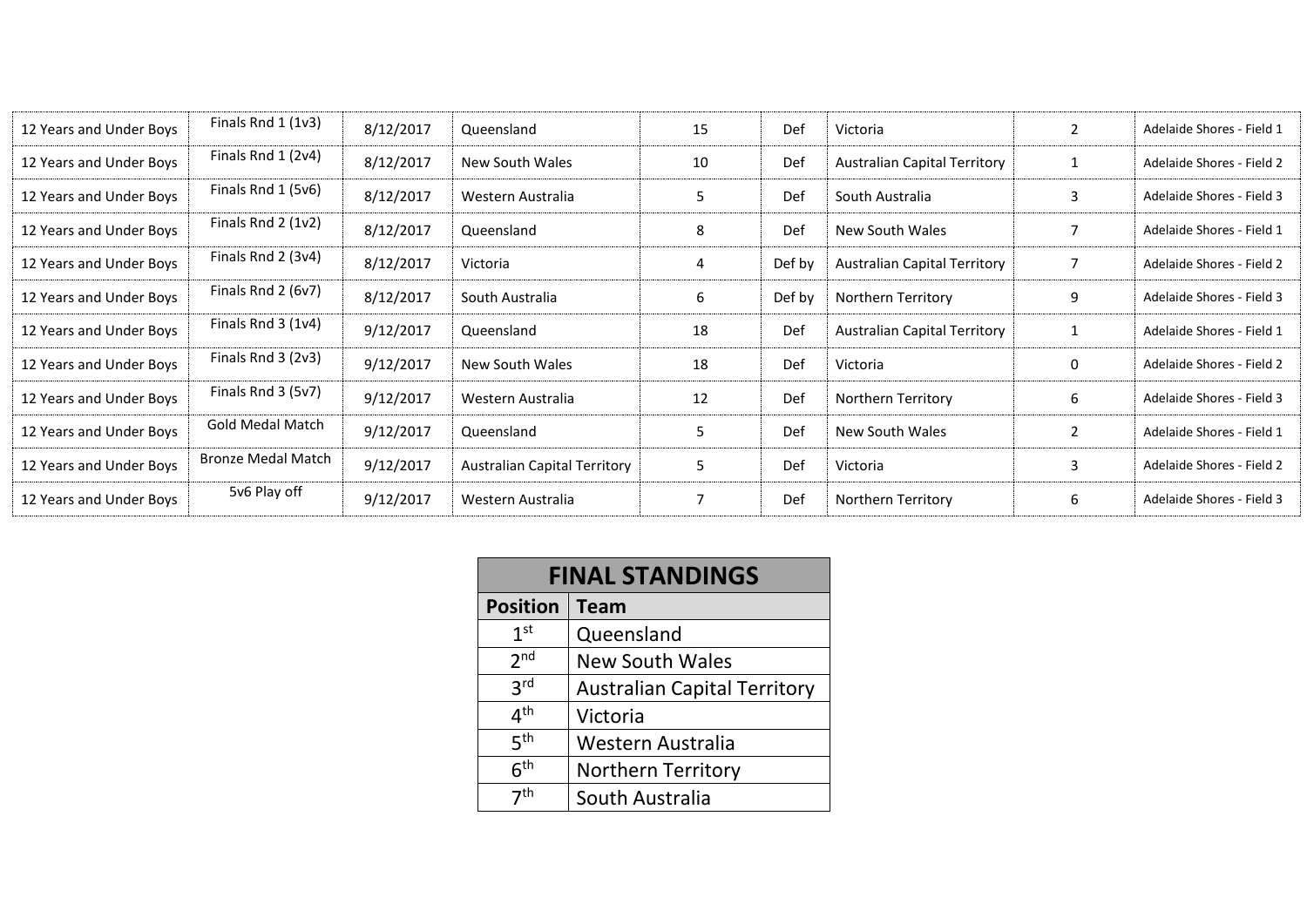| | | | | | | | | |
|---|---|---|---|---|---|---|---|---|
| 12 Years and Under Boys | Finals Rnd 1 (1v3) | 8/12/2017 | Queensland | 15 | Def | Victoria | 2 | Adelaide Shores - Field 1 |
| 12 Years and Under Boys | Finals Rnd 1 (2v4) | 8/12/2017 | New South Wales | 10 | Def | Australian Capital Territory | 1 | Adelaide Shores - Field 2 |
| 12 Years and Under Boys | Finals Rnd 1 (5v6) | 8/12/2017 | Western Australia | 5 | Def | South Australia | 3 | Adelaide Shores - Field 3 |
| 12 Years and Under Boys | Finals Rnd 2 (1v2) | 8/12/2017 | Queensland | 8 | Def | New South Wales | 7 | Adelaide Shores - Field 1 |
| 12 Years and Under Boys | Finals Rnd 2 (3v4) | 8/12/2017 | Victoria | 4 | Def by | Australian Capital Territory | 7 | Adelaide Shores - Field 2 |
| 12 Years and Under Boys | Finals Rnd 2 (6v7) | 8/12/2017 | South Australia | 6 | Def by | Northern Territory | 9 | Adelaide Shores - Field 3 |
| 12 Years and Under Boys | Finals Rnd 3 (1v4) | 9/12/2017 | Queensland | 18 | Def | Australian Capital Territory | 1 | Adelaide Shores - Field 1 |
| 12 Years and Under Boys | Finals Rnd 3 (2v3) | 9/12/2017 | New South Wales | 18 | Def | Victoria | 0 | Adelaide Shores - Field 2 |
| 12 Years and Under Boys | Finals Rnd 3 (5v7) | 9/12/2017 | Western Australia | 12 | Def | Northern Territory | 6 | Adelaide Shores - Field 3 |
| 12 Years and Under Boys | Gold Medal Match | 9/12/2017 | Queensland | 5 | Def | New South Wales | 2 | Adelaide Shores - Field 1 |
| 12 Years and Under Boys | Bronze Medal Match | 9/12/2017 | Australian Capital Territory | 5 | Def | Victoria | 3 | Adelaide Shores - Field 2 |
| 12 Years and Under Boys | 5v6 Play off | 9/12/2017 | Western Australia | 7 | Def | Northern Territory | 6 | Adelaide Shores - Field 3 |

| FINAL STANDINGS | |
|---|---|
| **Position** | **Team** |
| 1st | Queensland |
| 2nd | New South Wales |
| 3rd | Australian Capital Territory |
| 4th | Victoria |
| 5th | Western Australia |
| 6th | Northern Territory |
| 7th | South Australia |